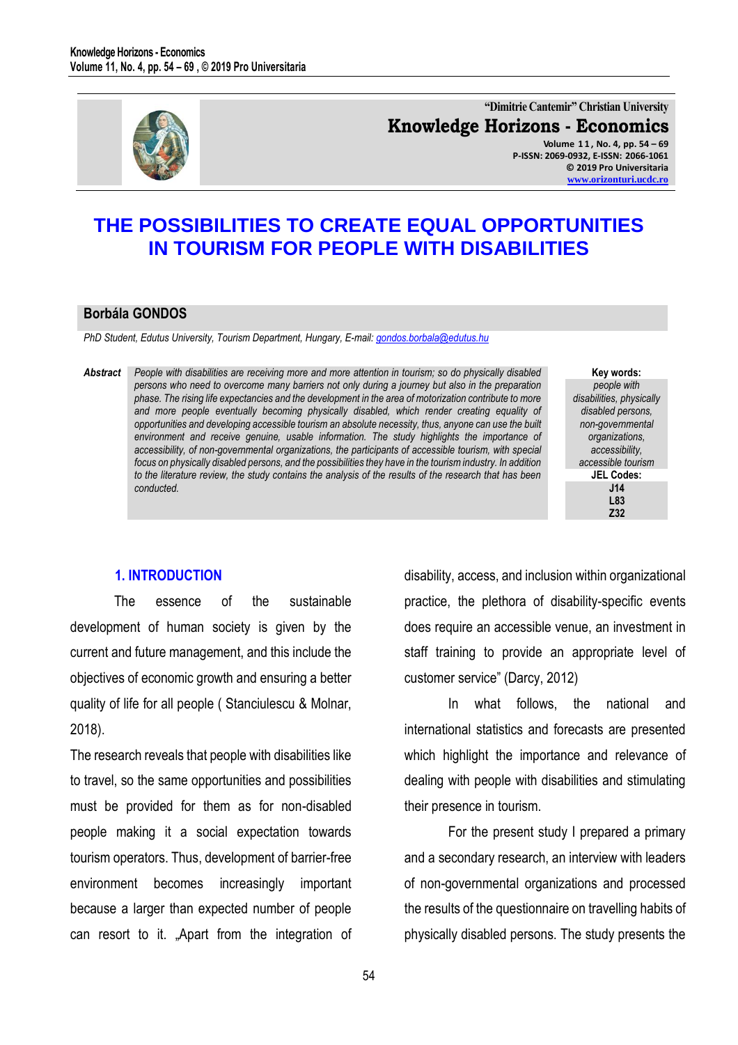# THE POSSIBILITIES TO CREATE EQUAL OPPORTUNITIES IN TOURISM FOR PEOPLE WITH DISABILITIES

**Borbála GONDOS**

*PhD Student, Edutus University, Tourism Department, Hungary, E-mail: gondos.borbala@edutus.hu*

***Abstract*** *People with disabilities are receiving more and more attention in tourism; so do physically disabled persons who need to overcome many barriers not only during a journey but also in the preparation phase. The rising life expectancies and the development in the area of motorization contribute to more and more people eventually becoming physically disabled, which render creating equality of opportunities and developing accessible tourism an absolute necessity, thus, anyone can use the built environment and receive genuine, usable information. The study highlights the importance of accessibility, of non-governmental organizations, the participants of accessible tourism, with special focus on physically disabled persons, and the possibilities they have in the tourism industry. In addition to the literature review, the study contains the analysis of the results of the research that has been conducted.*

**Key words:** *people with disabilities, physically disabled persons, non-governmental organizations, accessibility, accessible tourism*

**JEL Codes:** J14, L83, Z32

## 1. INTRODUCTION

The essence of the sustainable development of human society is given by the current and future management, and this include the objectives of economic growth and ensuring a better quality of life for all people ( Stanciulescu & Molnar, 2018).

The research reveals that people with disabilities like to travel, so the same opportunities and possibilities must be provided for them as for non-disabled people making it a social expectation towards tourism operators. Thus, development of barrier-free environment becomes increasingly important because a larger than expected number of people can resort to it. „Apart from the integration of disability, access, and inclusion within organizational practice, the plethora of disability-specific events does require an accessible venue, an investment in staff training to provide an appropriate level of customer service" (Darcy, 2012)

In what follows, the national and international statistics and forecasts are presented which highlight the importance and relevance of dealing with people with disabilities and stimulating their presence in tourism.

For the present study I prepared a primary and a secondary research, an interview with leaders of non-governmental organizations and processed the results of the questionnaire on travelling habits of physically disabled persons. The study presents the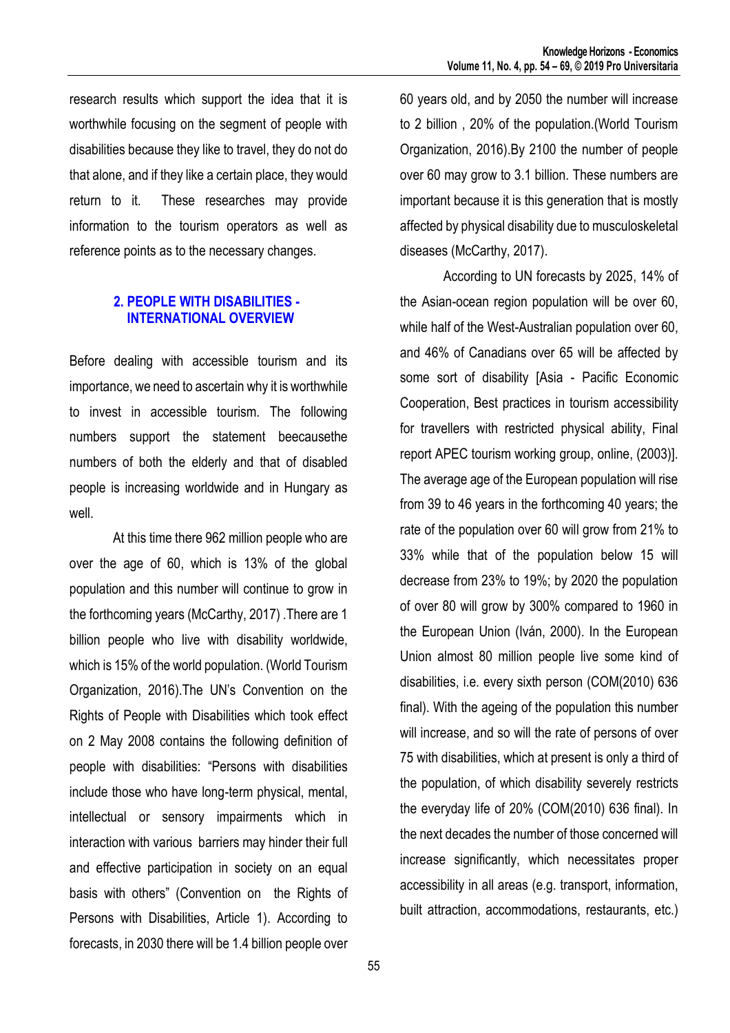research results which support the idea that it is worthwhile focusing on the segment of people with disabilities because they like to travel, they do not do that alone, and if they like a certain place, they would return to it. These researches may provide information to the tourism operators as well as reference points as to the necessary changes.

## 2. PEOPLE WITH DISABILITIES - INTERNATIONAL OVERVIEW

Before dealing with accessible tourism and its importance, we need to ascertain why it is worthwhile to invest in accessible tourism. The following numbers support the statement beecausethe numbers of both the elderly and that of disabled people is increasing worldwide and in Hungary as well.

At this time there 962 million people who are over the age of 60, which is 13% of the global population and this number will continue to grow in the forthcoming years (McCarthy, 2017) .There are 1 billion people who live with disability worldwide, which is 15% of the world population. (World Tourism Organization, 2016).The UN's Convention on the Rights of People with Disabilities which took effect on 2 May 2008 contains the following definition of people with disabilities: "Persons with disabilities include those who have long-term physical, mental, intellectual or sensory impairments which in interaction with various barriers may hinder their full and effective participation in society on an equal basis with others" (Convention on the Rights of Persons with Disabilities, Article 1). According to forecasts, in 2030 there will be 1.4 billion people over 60 years old, and by 2050 the number will increase to 2 billion , 20% of the population.(World Tourism Organization, 2016).By 2100 the number of people over 60 may grow to 3.1 billion. These numbers are important because it is this generation that is mostly affected by physical disability due to musculoskeletal diseases (McCarthy, 2017).

According to UN forecasts by 2025, 14% of the Asian-ocean region population will be over 60, while half of the West-Australian population over 60, and 46% of Canadians over 65 will be affected by some sort of disability [Asia - Pacific Economic Cooperation, Best practices in tourism accessibility for travellers with restricted physical ability, Final report APEC tourism working group, online, (2003)]. The average age of the European population will rise from 39 to 46 years in the forthcoming 40 years; the rate of the population over 60 will grow from 21% to 33% while that of the population below 15 will decrease from 23% to 19%; by 2020 the population of over 80 will grow by 300% compared to 1960 in the European Union (Iván, 2000). In the European Union almost 80 million people live some kind of disabilities, i.e. every sixth person (COM(2010) 636 final). With the ageing of the population this number will increase, and so will the rate of persons of over 75 with disabilities, which at present is only a third of the population, of which disability severely restricts the everyday life of 20% (COM(2010) 636 final). In the next decades the number of those concerned will increase significantly, which necessitates proper accessibility in all areas (e.g. transport, information, built attraction, accommodations, restaurants, etc.)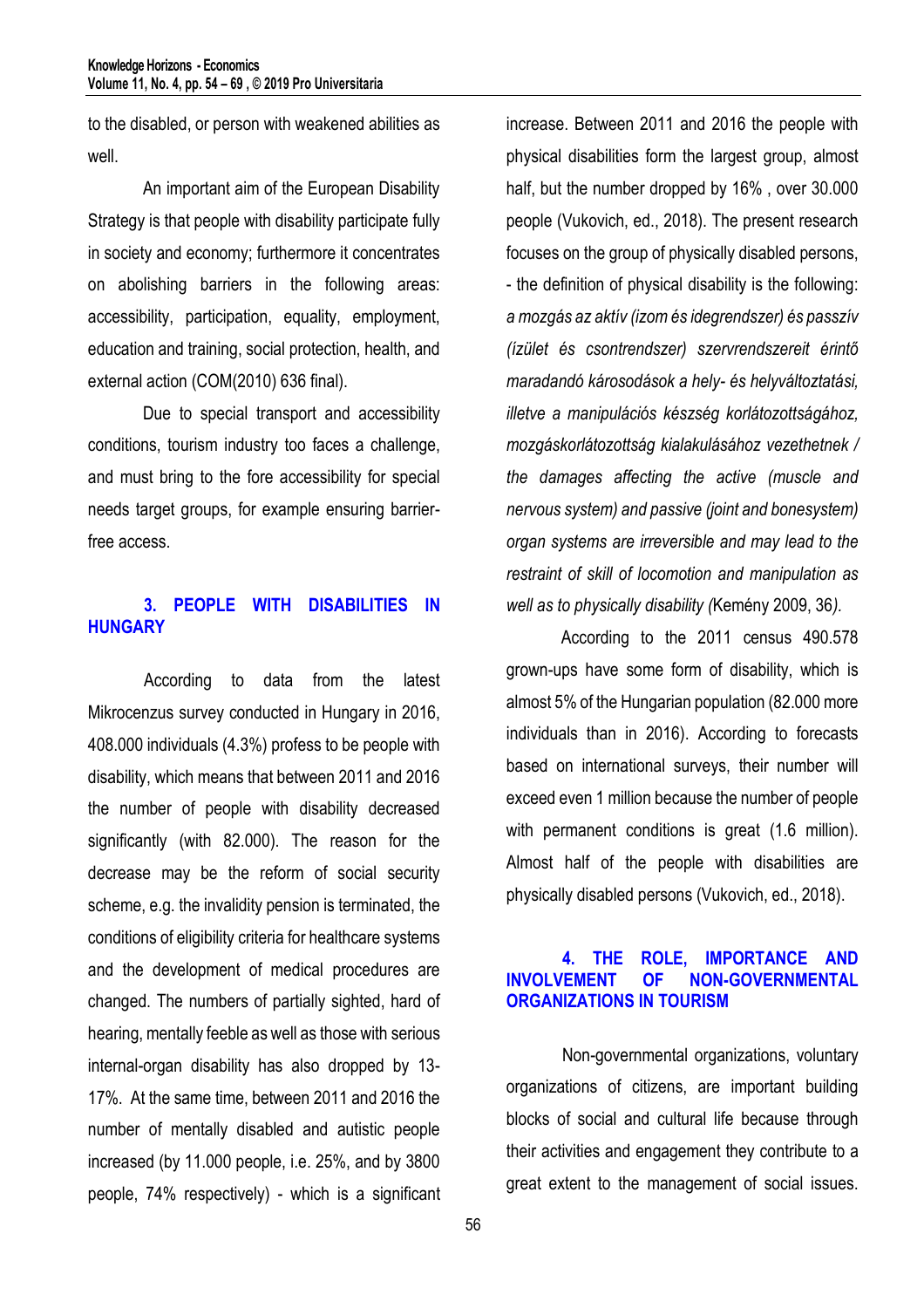to the disabled, or person with weakened abilities as well.

An important aim of the European Disability Strategy is that people with disability participate fully in society and economy; furthermore it concentrates on abolishing barriers in the following areas: accessibility, participation, equality, employment, education and training, social protection, health, and external action (COM(2010) 636 final).

Due to special transport and accessibility conditions, tourism industry too faces a challenge, and must bring to the fore accessibility for special needs target groups, for example ensuring barrier-free access.

## 3. PEOPLE WITH DISABILITIES IN HUNGARY

According to data from the latest Mikrocenzus survey conducted in Hungary in 2016, 408.000 individuals (4.3%) profess to be people with disability, which means that between 2011 and 2016 the number of people with disability decreased significantly (with 82.000). The reason for the decrease may be the reform of social security scheme, e.g. the invalidity pension is terminated, the conditions of eligibility criteria for healthcare systems and the development of medical procedures are changed. The numbers of partially sighted, hard of hearing, mentally feeble as well as those with serious internal-organ disability has also dropped by 13-17%. At the same time, between 2011 and 2016 the number of mentally disabled and autistic people increased (by 11.000 people, i.e. 25%, and by 3800 people, 74% respectively) - which is a significant increase. Between 2011 and 2016 the people with physical disabilities form the largest group, almost half, but the number dropped by 16% , over 30.000 people (Vukovich, ed., 2018). The present research focuses on the group of physically disabled persons, - the definition of physical disability is the following: *a mozgás az aktív (izom és idegrendszer) és passzív (ízület és csontrendszer) szervrendszereit érintő maradandó károsodások a hely- és helyváltoztatási, illetve a manipulációs készség korlátozottságához, mozgáskorlátozottság kialakulásához vezethetnek / the damages affecting the active (muscle and nervous system) and passive (joint and bonesystem) organ systems are irreversible and may lead to the restraint of skill of locomotion and manipulation as well as to physically disability (*Kemény 2009, 36*).*

According to the 2011 census 490.578 grown-ups have some form of disability, which is almost 5% of the Hungarian population (82.000 more individuals than in 2016). According to forecasts based on international surveys, their number will exceed even 1 million because the number of people with permanent conditions is great (1.6 million). Almost half of the people with disabilities are physically disabled persons (Vukovich, ed., 2018).

## 4. THE ROLE, IMPORTANCE AND INVOLVEMENT OF NON-GOVERNMENTAL ORGANIZATIONS IN TOURISM

Non-governmental organizations, voluntary organizations of citizens, are important building blocks of social and cultural life because through their activities and engagement they contribute to a great extent to the management of social issues.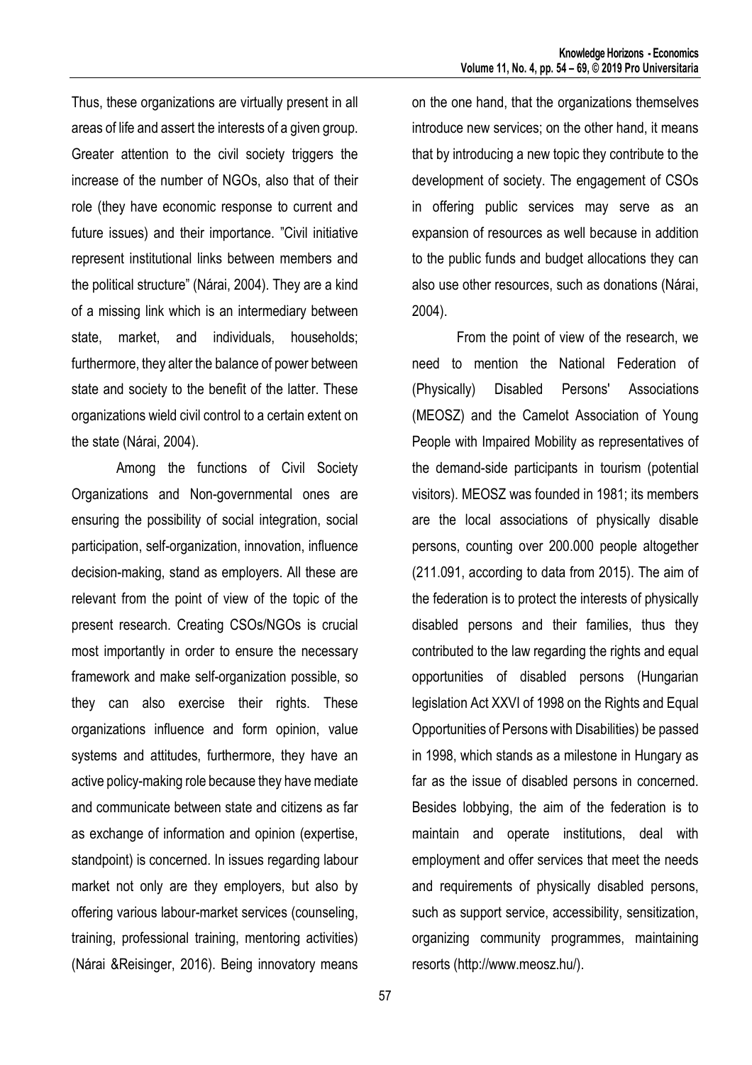Thus, these organizations are virtually present in all areas of life and assert the interests of a given group. Greater attention to the civil society triggers the increase of the number of NGOs, also that of their role (they have economic response to current and future issues) and their importance. "Civil initiative represent institutional links between members and the political structure" (Nárai, 2004). They are a kind of a missing link which is an intermediary between state, market, and individuals, households; furthermore, they alter the balance of power between state and society to the benefit of the latter. These organizations wield civil control to a certain extent on the state (Nárai, 2004).

Among the functions of Civil Society Organizations and Non-governmental ones are ensuring the possibility of social integration, social participation, self-organization, innovation, influence decision-making, stand as employers. All these are relevant from the point of view of the topic of the present research. Creating CSOs/NGOs is crucial most importantly in order to ensure the necessary framework and make self-organization possible, so they can also exercise their rights. These organizations influence and form opinion, value systems and attitudes, furthermore, they have an active policy-making role because they have mediate and communicate between state and citizens as far as exchange of information and opinion (expertise, standpoint) is concerned. In issues regarding labour market not only are they employers, but also by offering various labour-market services (counseling, training, professional training, mentoring activities) (Nárai &Reisinger, 2016). Being innovatory means on the one hand, that the organizations themselves introduce new services; on the other hand, it means that by introducing a new topic they contribute to the development of society. The engagement of CSOs in offering public services may serve as an expansion of resources as well because in addition to the public funds and budget allocations they can also use other resources, such as donations (Nárai, 2004).

From the point of view of the research, we need to mention the National Federation of (Physically) Disabled Persons' Associations (MEOSZ) and the Camelot Association of Young People with Impaired Mobility as representatives of the demand-side participants in tourism (potential visitors). MEOSZ was founded in 1981; its members are the local associations of physically disable persons, counting over 200.000 people altogether (211.091, according to data from 2015). The aim of the federation is to protect the interests of physically disabled persons and their families, thus they contributed to the law regarding the rights and equal opportunities of disabled persons (Hungarian legislation Act XXVI of 1998 on the Rights and Equal Opportunities of Persons with Disabilities) be passed in 1998, which stands as a milestone in Hungary as far as the issue of disabled persons in concerned. Besides lobbying, the aim of the federation is to maintain and operate institutions, deal with employment and offer services that meet the needs and requirements of physically disabled persons, such as support service, accessibility, sensitization, organizing community programmes, maintaining resorts (http://www.meosz.hu/).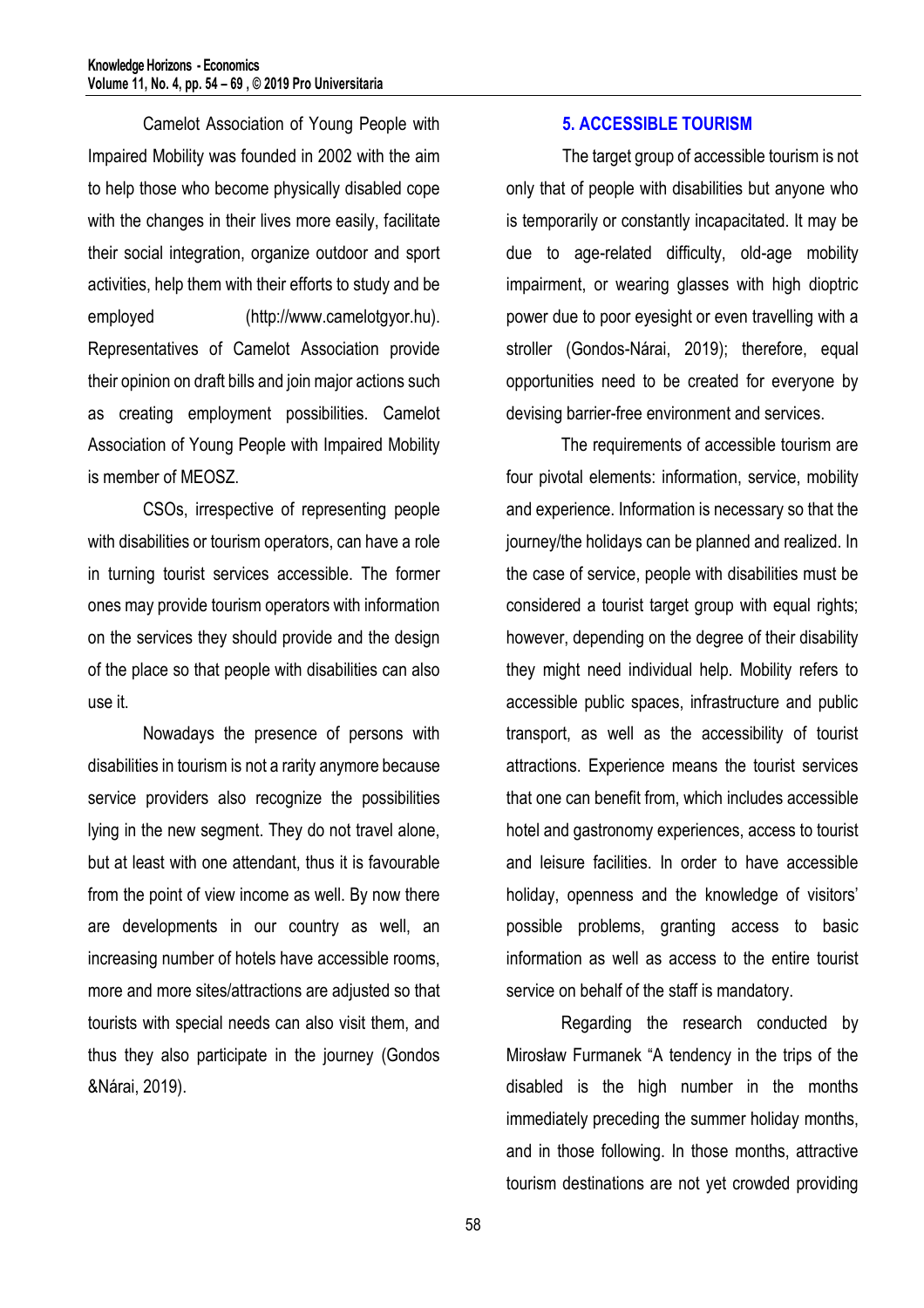Camelot Association of Young People with Impaired Mobility was founded in 2002 with the aim to help those who become physically disabled cope with the changes in their lives more easily, facilitate their social integration, organize outdoor and sport activities, help them with their efforts to study and be employed (http://www.camelotgyor.hu). Representatives of Camelot Association provide their opinion on draft bills and join major actions such as creating employment possibilities. Camelot Association of Young People with Impaired Mobility is member of MEOSZ.

CSOs, irrespective of representing people with disabilities or tourism operators, can have a role in turning tourist services accessible. The former ones may provide tourism operators with information on the services they should provide and the design of the place so that people with disabilities can also use it.

Nowadays the presence of persons with disabilities in tourism is not a rarity anymore because service providers also recognize the possibilities lying in the new segment. They do not travel alone, but at least with one attendant, thus it is favourable from the point of view income as well. By now there are developments in our country as well, an increasing number of hotels have accessible rooms, more and more sites/attractions are adjusted so that tourists with special needs can also visit them, and thus they also participate in the journey (Gondos &Nárai, 2019).

## 5. ACCESSIBLE TOURISM

The target group of accessible tourism is not only that of people with disabilities but anyone who is temporarily or constantly incapacitated. It may be due to age-related difficulty, old-age mobility impairment, or wearing glasses with high dioptric power due to poor eyesight or even travelling with a stroller (Gondos-Nárai, 2019); therefore, equal opportunities need to be created for everyone by devising barrier-free environment and services.

The requirements of accessible tourism are four pivotal elements: information, service, mobility and experience. Information is necessary so that the journey/the holidays can be planned and realized. In the case of service, people with disabilities must be considered a tourist target group with equal rights; however, depending on the degree of their disability they might need individual help. Mobility refers to accessible public spaces, infrastructure and public transport, as well as the accessibility of tourist attractions. Experience means the tourist services that one can benefit from, which includes accessible hotel and gastronomy experiences, access to tourist and leisure facilities. In order to have accessible holiday, openness and the knowledge of visitors' possible problems, granting access to basic information as well as access to the entire tourist service on behalf of the staff is mandatory.

Regarding the research conducted by Mirosław Furmanek "A tendency in the trips of the disabled is the high number in the months immediately preceding the summer holiday months, and in those following. In those months, attractive tourism destinations are not yet crowded providing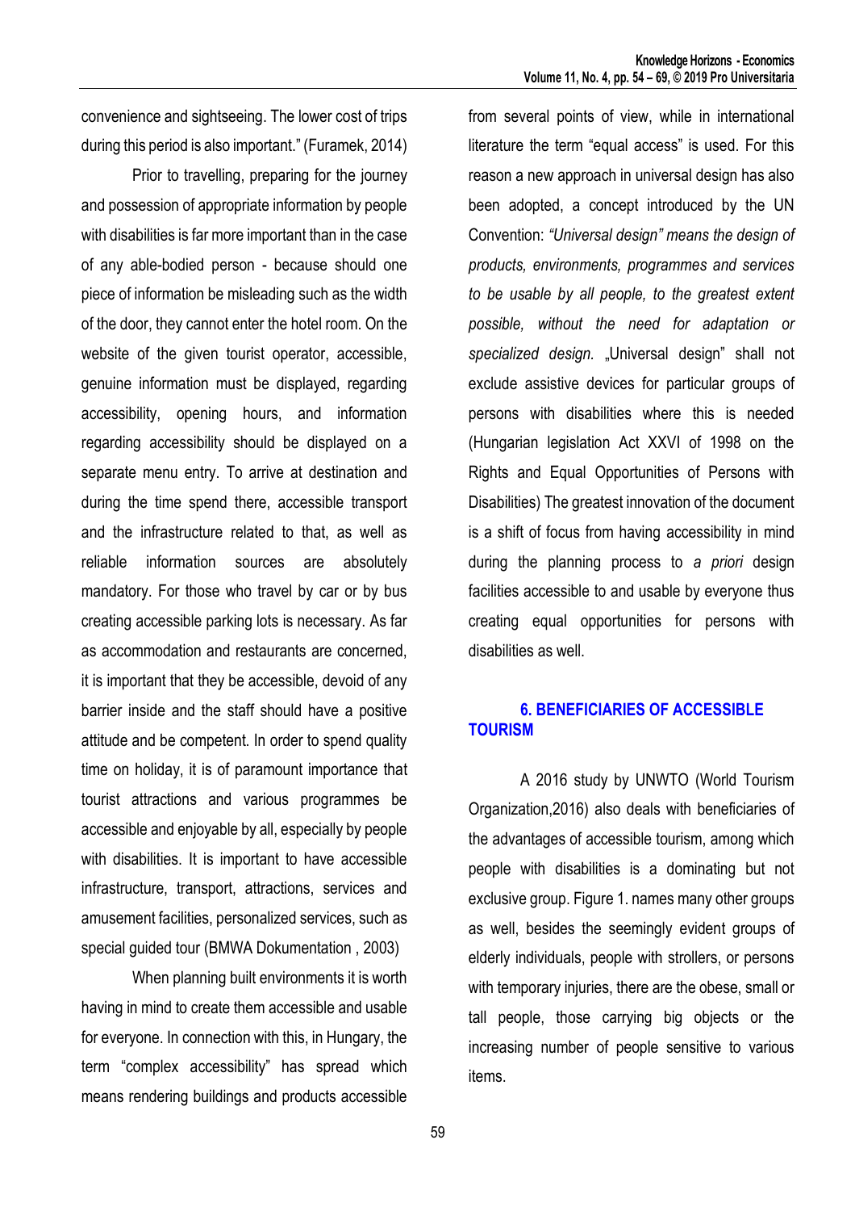convenience and sightseeing. The lower cost of trips during this period is also important." (Furamek, 2014)

Prior to travelling, preparing for the journey and possession of appropriate information by people with disabilities is far more important than in the case of any able-bodied person - because should one piece of information be misleading such as the width of the door, they cannot enter the hotel room. On the website of the given tourist operator, accessible, genuine information must be displayed, regarding accessibility, opening hours, and information regarding accessibility should be displayed on a separate menu entry. To arrive at destination and during the time spend there, accessible transport and the infrastructure related to that, as well as reliable information sources are absolutely mandatory. For those who travel by car or by bus creating accessible parking lots is necessary. As far as accommodation and restaurants are concerned, it is important that they be accessible, devoid of any barrier inside and the staff should have a positive attitude and be competent. In order to spend quality time on holiday, it is of paramount importance that tourist attractions and various programmes be accessible and enjoyable by all, especially by people with disabilities. It is important to have accessible infrastructure, transport, attractions, services and amusement facilities, personalized services, such as special guided tour (BMWA Dokumentation , 2003)

When planning built environments it is worth having in mind to create them accessible and usable for everyone. In connection with this, in Hungary, the term "complex accessibility" has spread which means rendering buildings and products accessible from several points of view, while in international literature the term "equal access" is used. For this reason a new approach in universal design has also been adopted, a concept introduced by the UN Convention: *"Universal design" means the design of products, environments, programmes and services to be usable by all people, to the greatest extent possible, without the need for adaptation or specialized design.* „Universal design" shall not exclude assistive devices for particular groups of persons with disabilities where this is needed (Hungarian legislation Act XXVI of 1998 on the Rights and Equal Opportunities of Persons with Disabilities) The greatest innovation of the document is a shift of focus from having accessibility in mind during the planning process to *a priori* design facilities accessible to and usable by everyone thus creating equal opportunities for persons with disabilities as well.

## 6. BENEFICIARIES OF ACCESSIBLE TOURISM

A 2016 study by UNWTO (World Tourism Organization,2016) also deals with beneficiaries of the advantages of accessible tourism, among which people with disabilities is a dominating but not exclusive group. Figure 1. names many other groups as well, besides the seemingly evident groups of elderly individuals, people with strollers, or persons with temporary injuries, there are the obese, small or tall people, those carrying big objects or the increasing number of people sensitive to various items.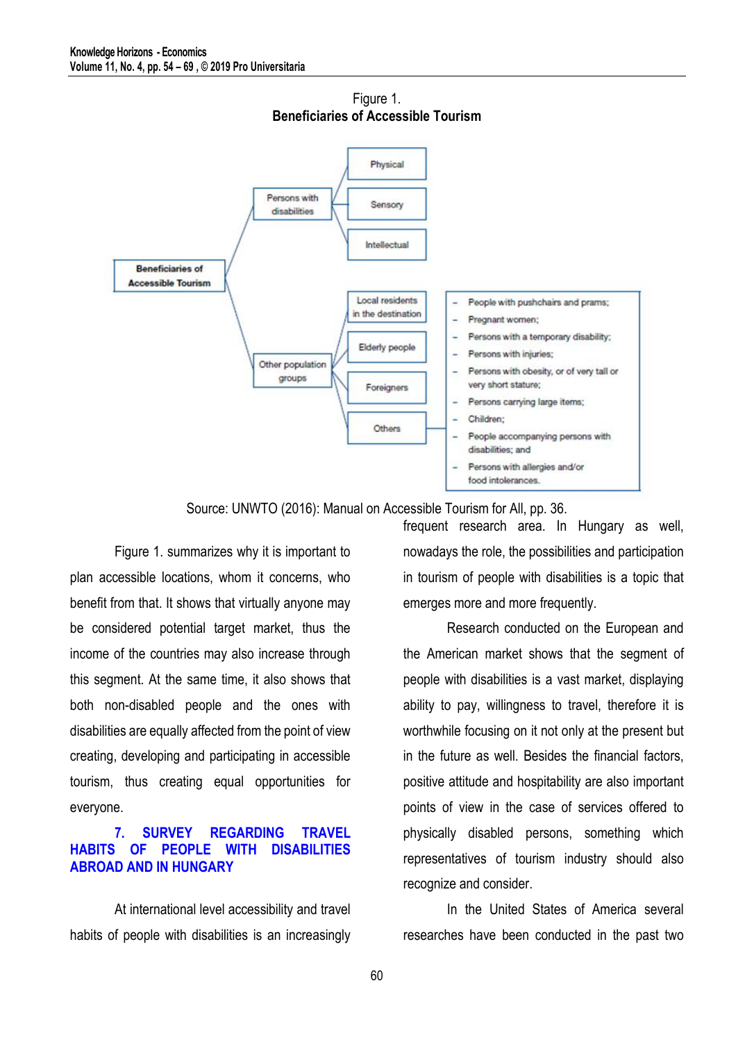Figure 1.
**Beneficiaries of Accessible Tourism**

- **Beneficiaries of Accessible Tourism**
  - Persons with disabilities
    - Physical
    - Sensory
    - Intellectual
  - Other population groups
    - Local residents in the destination
    - Elderly people
    - Foreigners
    - Others
      - People with pushchairs and prams;
      - Pregnant women;
      - Persons with a temporary disability;
      - Persons with injuries;
      - Persons with obesity, or of very tall or very short stature;
      - Persons carrying large items;
      - Children;
      - People accompanying persons with disabilities; and
      - Persons with allergies and/or food intolerances.

Source: UNWTO (2016): Manual on Accessible Tourism for All, pp. 36.

Figure 1. summarizes why it is important to plan accessible locations, whom it concerns, who benefit from that. It shows that virtually anyone may be considered potential target market, thus the income of the countries may also increase through this segment. At the same time, it also shows that both non-disabled people and the ones with disabilities are equally affected from the point of view creating, developing and participating in accessible tourism, thus creating equal opportunities for everyone.

## 7. SURVEY REGARDING TRAVEL HABITS OF PEOPLE WITH DISABILITIES ABROAD AND IN HUNGARY

At international level accessibility and travel habits of people with disabilities is an increasingly frequent research area. In Hungary as well, nowadays the role, the possibilities and participation in tourism of people with disabilities is a topic that emerges more and more frequently.

Research conducted on the European and the American market shows that the segment of people with disabilities is a vast market, displaying ability to pay, willingness to travel, therefore it is worthwhile focusing on it not only at the present but in the future as well. Besides the financial factors, positive attitude and hospitability are also important points of view in the case of services offered to physically disabled persons, something which representatives of tourism industry should also recognize and consider.

In the United States of America several researches have been conducted in the past two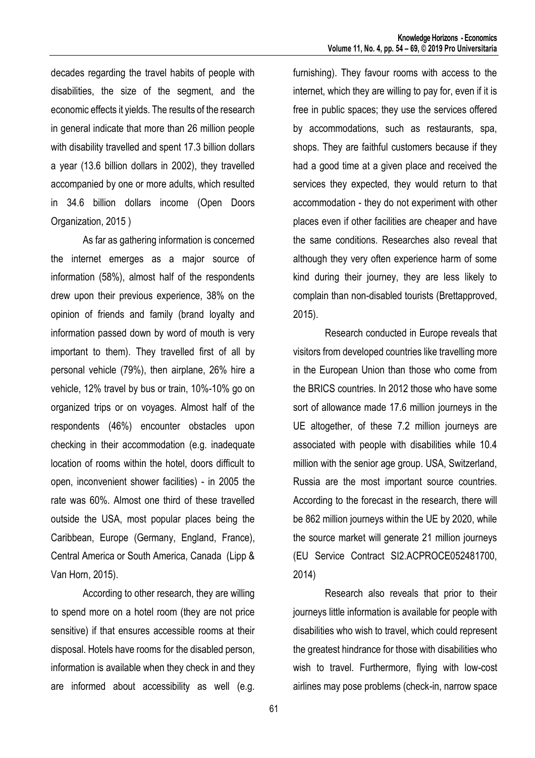decades regarding the travel habits of people with disabilities, the size of the segment, and the economic effects it yields. The results of the research in general indicate that more than 26 million people with disability travelled and spent 17.3 billion dollars a year (13.6 billion dollars in 2002), they travelled accompanied by one or more adults, which resulted in 34.6 billion dollars income (Open Doors Organization, 2015 )

As far as gathering information is concerned the internet emerges as a major source of information (58%), almost half of the respondents drew upon their previous experience, 38% on the opinion of friends and family (brand loyalty and information passed down by word of mouth is very important to them). They travelled first of all by personal vehicle (79%), then airplane, 26% hire a vehicle, 12% travel by bus or train, 10%-10% go on organized trips or on voyages. Almost half of the respondents (46%) encounter obstacles upon checking in their accommodation (e.g. inadequate location of rooms within the hotel, doors difficult to open, inconvenient shower facilities) - in 2005 the rate was 60%. Almost one third of these travelled outside the USA, most popular places being the Caribbean, Europe (Germany, England, France), Central America or South America, Canada (Lipp & Van Horn, 2015).

According to other research, they are willing to spend more on a hotel room (they are not price sensitive) if that ensures accessible rooms at their disposal. Hotels have rooms for the disabled person, information is available when they check in and they are informed about accessibility as well (e.g. furnishing). They favour rooms with access to the internet, which they are willing to pay for, even if it is free in public spaces; they use the services offered by accommodations, such as restaurants, spa, shops. They are faithful customers because if they had a good time at a given place and received the services they expected, they would return to that accommodation - they do not experiment with other places even if other facilities are cheaper and have the same conditions. Researches also reveal that although they very often experience harm of some kind during their journey, they are less likely to complain than non-disabled tourists (Brettapproved, 2015).

Research conducted in Europe reveals that visitors from developed countries like travelling more in the European Union than those who come from the BRICS countries. In 2012 those who have some sort of allowance made 17.6 million journeys in the UE altogether, of these 7.2 million journeys are associated with people with disabilities while 10.4 million with the senior age group. USA, Switzerland, Russia are the most important source countries. According to the forecast in the research, there will be 862 million journeys within the UE by 2020, while the source market will generate 21 million journeys (EU Service Contract SI2.ACPROCE052481700, 2014)

Research also reveals that prior to their journeys little information is available for people with disabilities who wish to travel, which could represent the greatest hindrance for those with disabilities who wish to travel. Furthermore, flying with low-cost airlines may pose problems (check-in, narrow space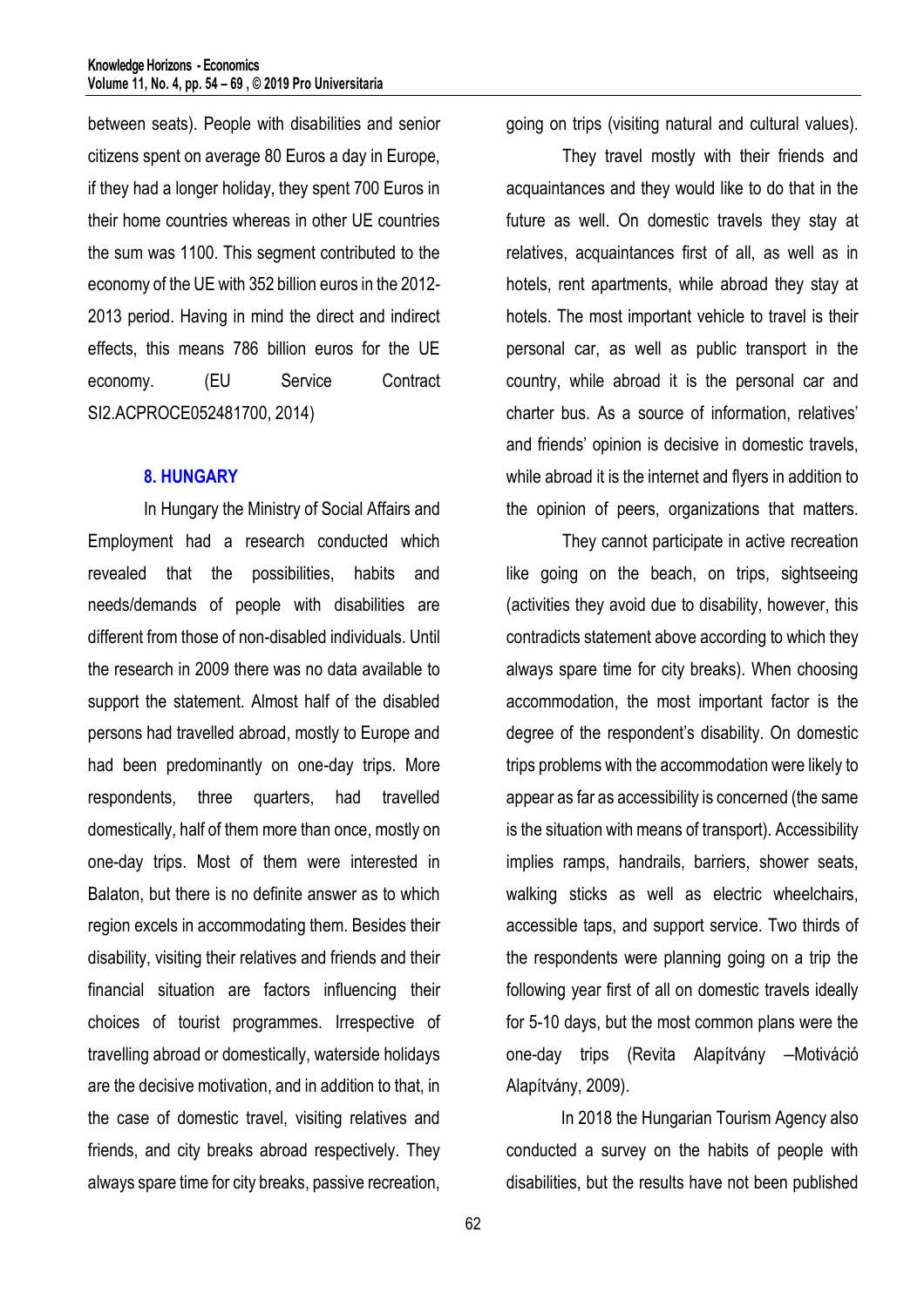between seats). People with disabilities and senior citizens spent on average 80 Euros a day in Europe, if they had a longer holiday, they spent 700 Euros in their home countries whereas in other UE countries the sum was 1100. This segment contributed to the economy of the UE with 352 billion euros in the 2012-2013 period. Having in mind the direct and indirect effects, this means 786 billion euros for the UE economy. (EU Service Contract SI2.ACPROCE052481700, 2014)

## 8. HUNGARY

In Hungary the Ministry of Social Affairs and Employment had a research conducted which revealed that the possibilities, habits and needs/demands of people with disabilities are different from those of non-disabled individuals. Until the research in 2009 there was no data available to support the statement. Almost half of the disabled persons had travelled abroad, mostly to Europe and had been predominantly on one-day trips. More respondents, three quarters, had travelled domestically, half of them more than once, mostly on one-day trips. Most of them were interested in Balaton, but there is no definite answer as to which region excels in accommodating them. Besides their disability, visiting their relatives and friends and their financial situation are factors influencing their choices of tourist programmes. Irrespective of travelling abroad or domestically, waterside holidays are the decisive motivation, and in addition to that, in the case of domestic travel, visiting relatives and friends, and city breaks abroad respectively. They always spare time for city breaks, passive recreation, going on trips (visiting natural and cultural values).

They travel mostly with their friends and acquaintances and they would like to do that in the future as well. On domestic travels they stay at relatives, acquaintances first of all, as well as in hotels, rent apartments, while abroad they stay at hotels. The most important vehicle to travel is their personal car, as well as public transport in the country, while abroad it is the personal car and charter bus. As a source of information, relatives' and friends' opinion is decisive in domestic travels, while abroad it is the internet and flyers in addition to the opinion of peers, organizations that matters.

They cannot participate in active recreation like going on the beach, on trips, sightseeing (activities they avoid due to disability, however, this contradicts statement above according to which they always spare time for city breaks). When choosing accommodation, the most important factor is the degree of the respondent's disability. On domestic trips problems with the accommodation were likely to appear as far as accessibility is concerned (the same is the situation with means of transport). Accessibility implies ramps, handrails, barriers, shower seats, walking sticks as well as electric wheelchairs, accessible taps, and support service. Two thirds of the respondents were planning going on a trip the following year first of all on domestic travels ideally for 5-10 days, but the most common plans were the one-day trips (Revita Alapítvány –Motiváció Alapítvány, 2009).

In 2018 the Hungarian Tourism Agency also conducted a survey on the habits of people with disabilities, but the results have not been published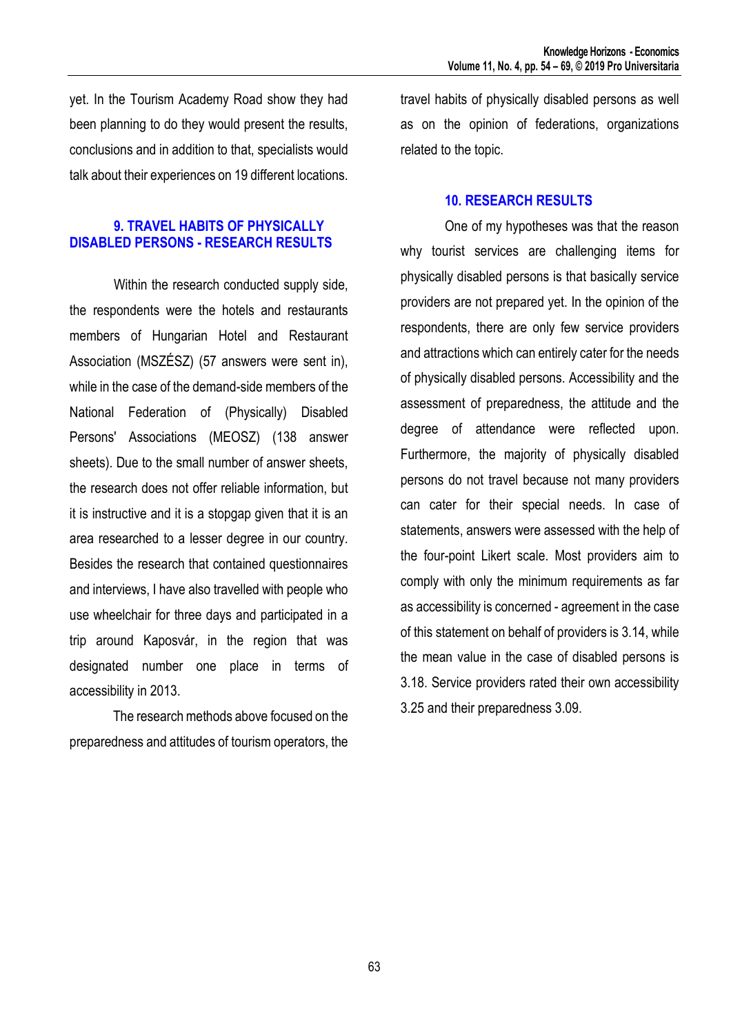yet. In the Tourism Academy Road show they had been planning to do they would present the results, conclusions and in addition to that, specialists would talk about their experiences on 19 different locations.

## 9. TRAVEL HABITS OF PHYSICALLY DISABLED PERSONS - RESEARCH RESULTS

Within the research conducted supply side, the respondents were the hotels and restaurants members of Hungarian Hotel and Restaurant Association (MSZÉSZ) (57 answers were sent in), while in the case of the demand-side members of the National Federation of (Physically) Disabled Persons' Associations (MEOSZ) (138 answer sheets). Due to the small number of answer sheets, the research does not offer reliable information, but it is instructive and it is a stopgap given that it is an area researched to a lesser degree in our country. Besides the research that contained questionnaires and interviews, I have also travelled with people who use wheelchair for three days and participated in a trip around Kaposvár, in the region that was designated number one place in terms of accessibility in 2013.

The research methods above focused on the preparedness and attitudes of tourism operators, the travel habits of physically disabled persons as well as on the opinion of federations, organizations related to the topic.

## 10. RESEARCH RESULTS

One of my hypotheses was that the reason why tourist services are challenging items for physically disabled persons is that basically service providers are not prepared yet. In the opinion of the respondents, there are only few service providers and attractions which can entirely cater for the needs of physically disabled persons. Accessibility and the assessment of preparedness, the attitude and the degree of attendance were reflected upon. Furthermore, the majority of physically disabled persons do not travel because not many providers can cater for their special needs. In case of statements, answers were assessed with the help of the four-point Likert scale. Most providers aim to comply with only the minimum requirements as far as accessibility is concerned - agreement in the case of this statement on behalf of providers is 3.14, while the mean value in the case of disabled persons is 3.18. Service providers rated their own accessibility 3.25 and their preparedness 3.09.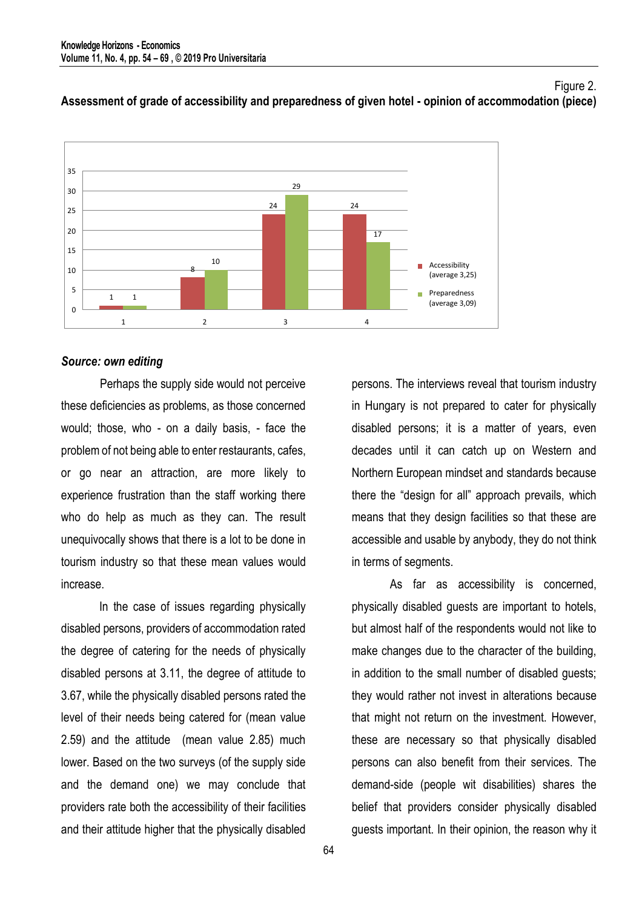Figure 2.

**Assessment of grade of accessibility and preparedness of given hotel - opinion of accommodation (piece)**

| | 1 | 2 | 3 | 4 |
|---|---|---|---|---|
| Accessibility (average 3,25) | 1 | 8 | 24 | 24 |
| Preparedness (average 3,09) | 1 | 10 | 29 | 17 |

***Source: own editing***

Perhaps the supply side would not perceive these deficiencies as problems, as those concerned would; those, who - on a daily basis, - face the problem of not being able to enter restaurants, cafes, or go near an attraction, are more likely to experience frustration than the staff working there who do help as much as they can. The result unequivocally shows that there is a lot to be done in tourism industry so that these mean values would increase.

In the case of issues regarding physically disabled persons, providers of accommodation rated the degree of catering for the needs of physically disabled persons at 3.11, the degree of attitude to 3.67, while the physically disabled persons rated the level of their needs being catered for (mean value 2.59) and the attitude (mean value 2.85) much lower. Based on the two surveys (of the supply side and the demand one) we may conclude that providers rate both the accessibility of their facilities and their attitude higher that the physically disabled persons. The interviews reveal that tourism industry in Hungary is not prepared to cater for physically disabled persons; it is a matter of years, even decades until it can catch up on Western and Northern European mindset and standards because there the "design for all" approach prevails, which means that they design facilities so that these are accessible and usable by anybody, they do not think in terms of segments.

As far as accessibility is concerned, physically disabled guests are important to hotels, but almost half of the respondents would not like to make changes due to the character of the building, in addition to the small number of disabled guests; they would rather not invest in alterations because that might not return on the investment. However, these are necessary so that physically disabled persons can also benefit from their services. The demand-side (people wit disabilities) shares the belief that providers consider physically disabled guests important. In their opinion, the reason why it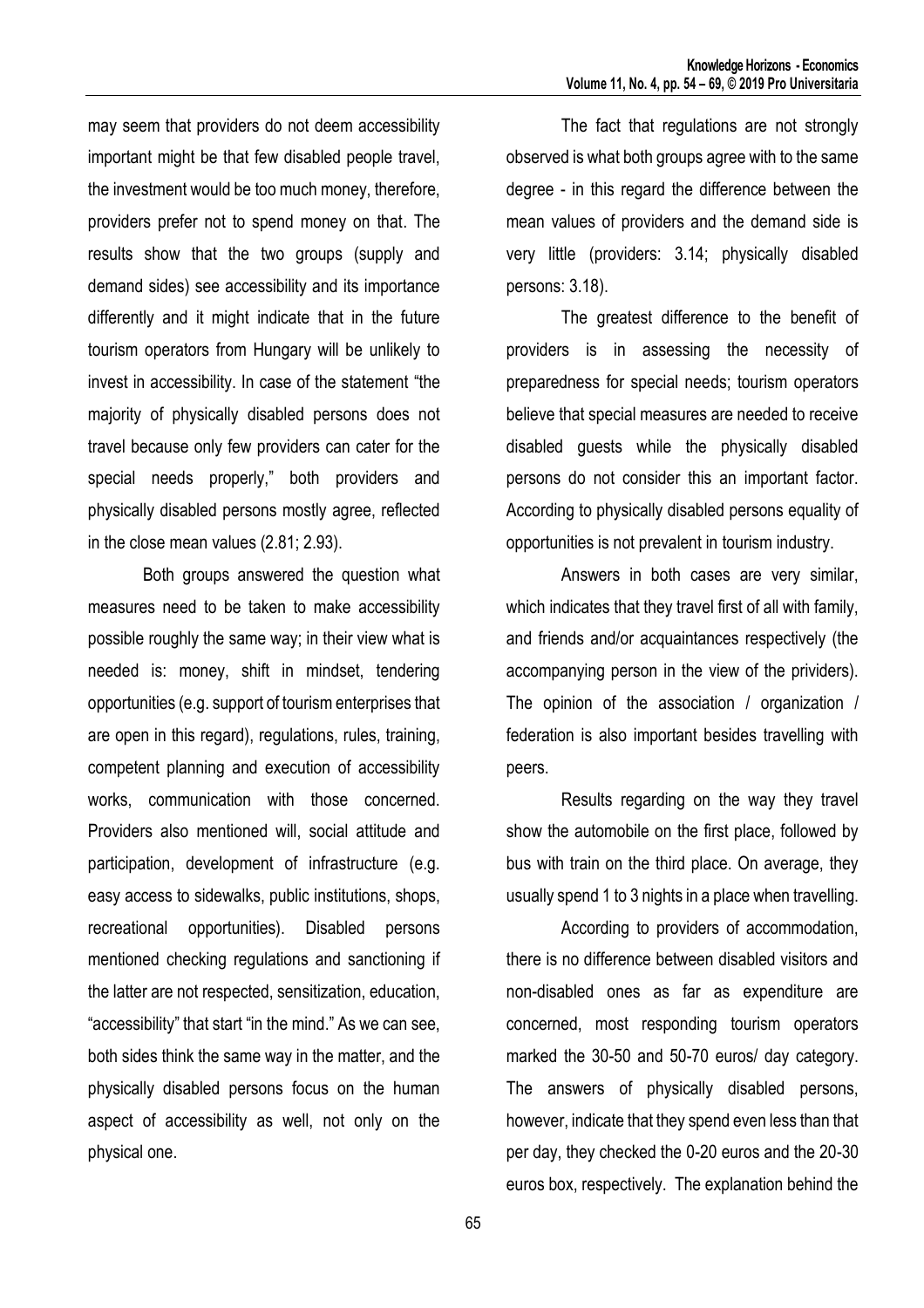may seem that providers do not deem accessibility important might be that few disabled people travel, the investment would be too much money, therefore, providers prefer not to spend money on that. The results show that the two groups (supply and demand sides) see accessibility and its importance differently and it might indicate that in the future tourism operators from Hungary will be unlikely to invest in accessibility. In case of the statement "the majority of physically disabled persons does not travel because only few providers can cater for the special needs properly," both providers and physically disabled persons mostly agree, reflected in the close mean values (2.81; 2.93).

Both groups answered the question what measures need to be taken to make accessibility possible roughly the same way; in their view what is needed is: money, shift in mindset, tendering opportunities (e.g. support of tourism enterprises that are open in this regard), regulations, rules, training, competent planning and execution of accessibility works, communication with those concerned. Providers also mentioned will, social attitude and participation, development of infrastructure (e.g. easy access to sidewalks, public institutions, shops, recreational opportunities). Disabled persons mentioned checking regulations and sanctioning if the latter are not respected, sensitization, education, "accessibility" that start "in the mind." As we can see, both sides think the same way in the matter, and the physically disabled persons focus on the human aspect of accessibility as well, not only on the physical one.

The fact that regulations are not strongly observed is what both groups agree with to the same degree - in this regard the difference between the mean values of providers and the demand side is very little (providers: 3.14; physically disabled persons: 3.18).

The greatest difference to the benefit of providers is in assessing the necessity of preparedness for special needs; tourism operators believe that special measures are needed to receive disabled guests while the physically disabled persons do not consider this an important factor. According to physically disabled persons equality of opportunities is not prevalent in tourism industry.

Answers in both cases are very similar, which indicates that they travel first of all with family, and friends and/or acquaintances respectively (the accompanying person in the view of the providers). The opinion of the association / organization / federation is also important besides travelling with peers.

Results regarding on the way they travel show the automobile on the first place, followed by bus with train on the third place. On average, they usually spend 1 to 3 nights in a place when travelling.

According to providers of accommodation, there is no difference between disabled visitors and non-disabled ones as far as expenditure are concerned, most responding tourism operators marked the 30-50 and 50-70 euros/ day category. The answers of physically disabled persons, however, indicate that they spend even less than that per day, they checked the 0-20 euros and the 20-30 euros box, respectively. The explanation behind the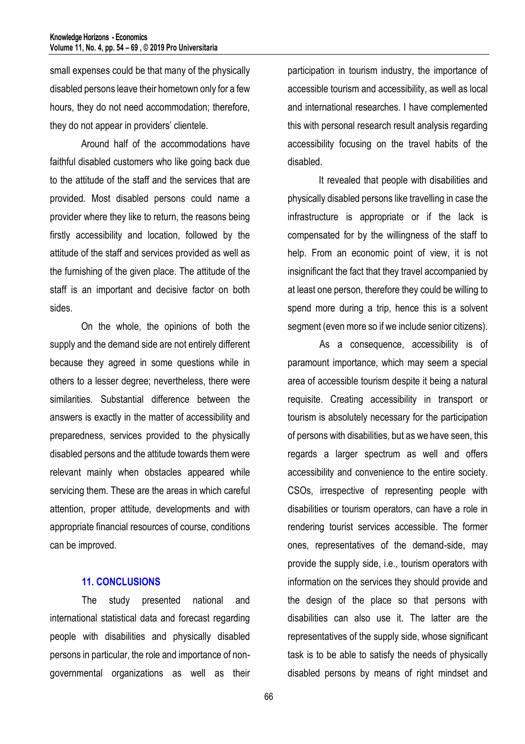small expenses could be that many of the physically disabled persons leave their hometown only for a few hours, they do not need accommodation; therefore, they do not appear in providers' clientele.

Around half of the accommodations have faithful disabled customers who like going back due to the attitude of the staff and the services that are provided. Most disabled persons could name a provider where they like to return, the reasons being firstly accessibility and location, followed by the attitude of the staff and services provided as well as the furnishing of the given place. The attitude of the staff is an important and decisive factor on both sides.

On the whole, the opinions of both the supply and the demand side are not entirely different because they agreed in some questions while in others to a lesser degree; nevertheless, there were similarities. Substantial difference between the answers is exactly in the matter of accessibility and preparedness, services provided to the physically disabled persons and the attitude towards them were relevant mainly when obstacles appeared while servicing them. These are the areas in which careful attention, proper attitude, developments and with appropriate financial resources of course, conditions can be improved.

## 11. CONCLUSIONS

The study presented national and international statistical data and forecast regarding people with disabilities and physically disabled persons in particular, the role and importance of non-governmental organizations as well as their participation in tourism industry, the importance of accessible tourism and accessibility, as well as local and international researches. I have complemented this with personal research result analysis regarding accessibility focusing on the travel habits of the disabled.

It revealed that people with disabilities and physically disabled persons like travelling in case the infrastructure is appropriate or if the lack is compensated for by the willingness of the staff to help. From an economic point of view, it is not insignificant the fact that they travel accompanied by at least one person, therefore they could be willing to spend more during a trip, hence this is a solvent segment (even more so if we include senior citizens).

As a consequence, accessibility is of paramount importance, which may seem a special area of accessible tourism despite it being a natural requisite. Creating accessibility in transport or tourism is absolutely necessary for the participation of persons with disabilities, but as we have seen, this regards a larger spectrum as well and offers accessibility and convenience to the entire society. CSOs, irrespective of representing people with disabilities or tourism operators, can have a role in rendering tourist services accessible. The former ones, representatives of the demand-side, may provide the supply side, i.e., tourism operators with information on the services they should provide and the design of the place so that persons with disabilities can also use it. The latter are the representatives of the supply side, whose significant task is to be able to satisfy the needs of physically disabled persons by means of right mindset and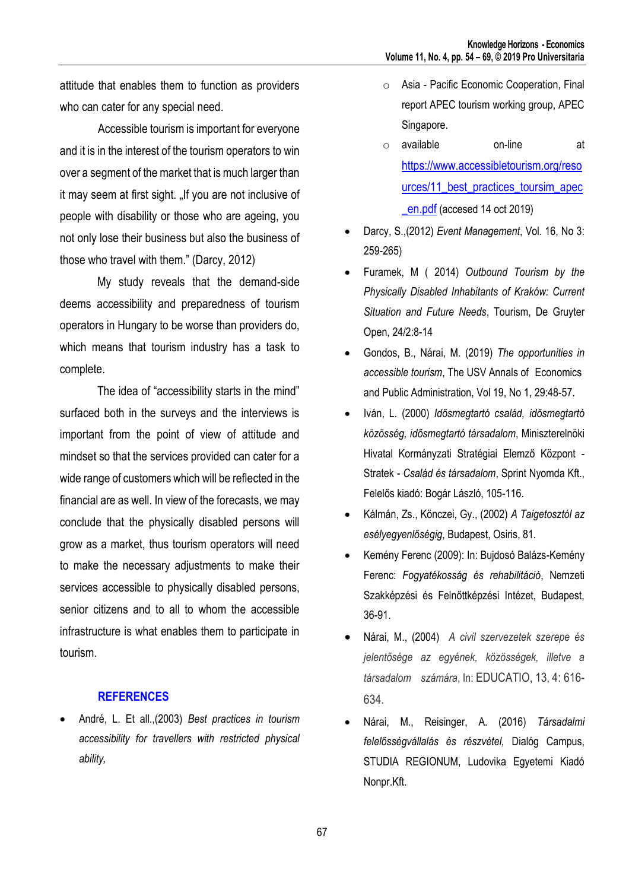attitude that enables them to function as providers who can cater for any special need.

Accessible tourism is important for everyone and it is in the interest of the tourism operators to win over a segment of the market that is much larger than it may seem at first sight. „If you are not inclusive of people with disability or those who are ageing, you not only lose their business but also the business of those who travel with them." (Darcy, 2012)

My study reveals that the demand-side deems accessibility and preparedness of tourism operators in Hungary to be worse than providers do, which means that tourism industry has a task to complete.

The idea of "accessibility starts in the mind" surfaced both in the surveys and the interviews is important from the point of view of attitude and mindset so that the services provided can cater for a wide range of customers which will be reflected in the financial are as well. In view of the forecasts, we may conclude that the physically disabled persons will grow as a market, thus tourism operators will need to make the necessary adjustments to make their services accessible to physically disabled persons, senior citizens and to all to whom the accessible infrastructure is what enables them to participate in tourism.

## REFERENCES

- André, L. Et all.,(2003) *Best practices in tourism accessibility for travellers with restricted physical ability,*
  - Asia - Pacific Economic Cooperation, Final report APEC tourism working group, APEC Singapore.
  - available on-line at [https://www.accessibletourism.org/resources/11_best_practices_toursim_apec_en.pdf](https://www.accessibletourism.org/resources/11_best_practices_toursim_apec_en.pdf) (accesed 14 oct 2019)
- Darcy, S.,(2012) *Event Management*, Vol. 16, No 3: 259-265)
- Furamek, M ( 2014) *Outbound Tourism by the Physically Disabled Inhabitants of Kraków: Current Situation and Future Needs*, Tourism, De Gruyter Open, 24/2:8-14
- Gondos, B., Nárai, M. (2019) *The opportunities in accessible tourism*, The USV Annals of Economics and Public Administration, Vol 19, No 1, 29:48-57.
- Iván, L. (2000) *Idősmegtartó család, idősmegtartó közösség, idősmegtartó társadalom*, Miniszterelnöki Hivatal Kormányzati Stratégiai Elemző Központ - Stratek - *Család és társadalom*, Sprint Nyomda Kft., Felelős kiadó: Bogár László, 105-116.
- Kálmán, Zs., Könczei, Gy., (2002) *A Taigetosztól az esélyegyenlőségig*, Budapest, Osiris, 81.
- Kemény Ferenc (2009): In: Bujdosó Balázs-Kemény Ferenc: *Fogyatékosság és rehabilitáció*, Nemzeti Szakképzési és Felnőttképzési Intézet, Budapest, 36-91.
- Nárai, M., (2004) *A civil szervezetek szerepe és jelentősége az egyének, közösségek, illetve a társadalom számára*, In: EDUCATIO, 13, 4: 616-634.
- Nárai, M., Reisinger, A. (2016) *Társadalmi felelősségvállalás és részvétel,* Dialóg Campus, STUDIA REGIONUM, Ludovika Egyetemi Kiadó Nonpr.Kft.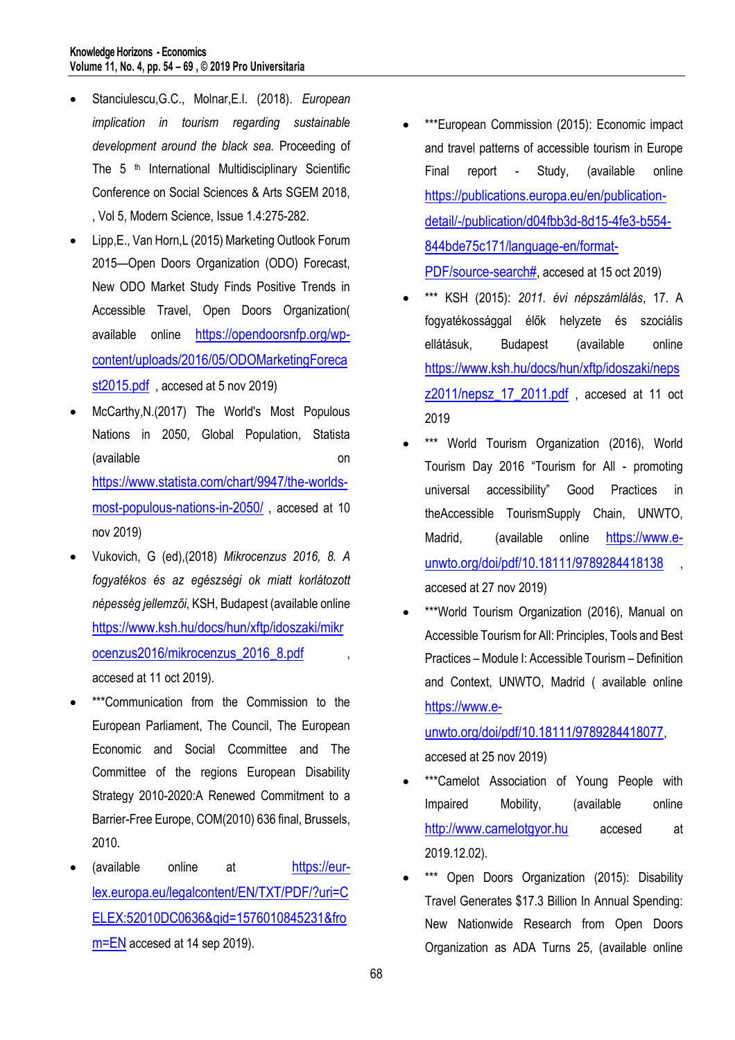- Stanciulescu,G.C., Molnar,E.I. (2018). *European implication in tourism regarding sustainable development around the black sea.* Proceeding of The 5 th International Multidisciplinary Scientific Conference on Social Sciences & Arts SGEM 2018, , Vol 5, Modern Science, Issue 1.4:275-282.
- Lipp,E., Van Horn,L (2015) Marketing Outlook Forum 2015—Open Doors Organization (ODO) Forecast, New ODO Market Study Finds Positive Trends in Accessible Travel, Open Doors Organization( available online https://opendoorsnfp.org/wp-content/uploads/2016/05/ODOMarketingForecast2015.pdf , accesed at 5 nov 2019)
- McCarthy,N.(2017) The World's Most Populous Nations in 2050, Global Population, Statista (available on https://www.statista.com/chart/9947/the-worlds-most-populous-nations-in-2050/ , accesed at 10 nov 2019)
- Vukovich, G (ed),(2018) *Mikrocenzus 2016, 8. A fogyatékos és az egészségi ok miatt korlátozott népesség jellemzői*, KSH, Budapest (available online https://www.ksh.hu/docs/hun/xftp/idoszaki/mikrocenzus2016/mikrocenzus_2016_8.pdf , accesed at 11 oct 2019).
- ***Communication from the Commission to the European Parliament, The Council, The European Economic and Social Ccommittee and The Committee of the regions European Disability Strategy 2010-2020:A Renewed Commitment to a Barrier-Free Europe, COM(2010) 636 final, Brussels, 2010.
- (available online at https://eur-lex.europa.eu/legalcontent/EN/TXT/PDF/?uri=CELEX:52010DC0636&qid=1576010845231&from=EN accesed at 14 sep 2019).
- ***European Commission (2015): Economic impact and travel patterns of accessible tourism in Europe Final report - Study, (available online https://publications.europa.eu/en/publication-detail/-/publication/d04fbb3d-8d15-4fe3-b554-844bde75c171/language-en/format-PDF/source-search#, accesed at 15 oct 2019)
- *** KSH (2015): *2011. évi népszámlálás*, 17. A fogyatékossággal élők helyzete és szociális ellátásuk, Budapest (available online https://www.ksh.hu/docs/hun/xftp/idoszaki/nepsz2011/nepsz_17_2011.pdf , accesed at 11 oct 2019
- *** World Tourism Organization (2016), World Tourism Day 2016 "Tourism for All - promoting universal accessibility" Good Practices in theAccessible TourismSupply Chain, UNWTO, Madrid, (available online https://www.e-unwto.org/doi/pdf/10.18111/9789284418138 , accesed at 27 nov 2019)
- ***World Tourism Organization (2016), Manual on Accessible Tourism for All: Principles, Tools and Best Practices – Module I: Accessible Tourism – Definition and Context, UNWTO, Madrid ( available online https://www.e-unwto.org/doi/pdf/10.18111/9789284418077, accesed at 25 nov 2019)
- ***Camelot Association of Young People with Impaired Mobility, (available online http://www.camelotgyor.hu accesed at 2019.12.02).
- *** Open Doors Organization (2015): Disability Travel Generates $17.3 Billion In Annual Spending: New Nationwide Research from Open Doors Organization as ADA Turns 25, (available online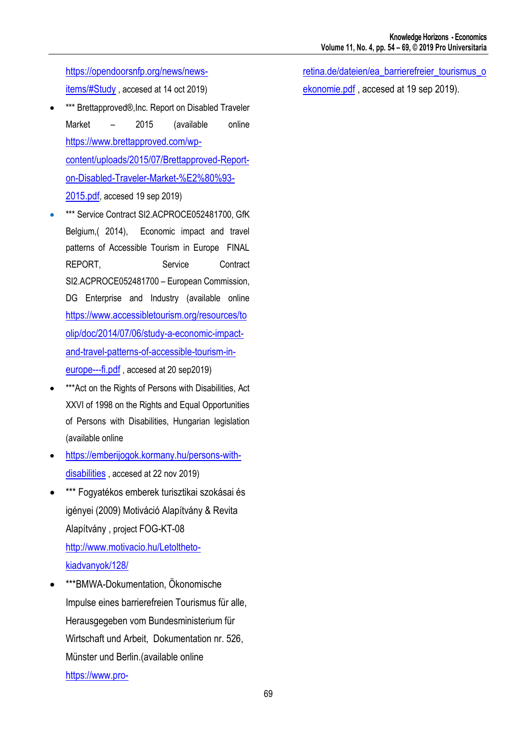https://opendoorsnfp.org/news/news-items/#Study , accessed at 14 oct 2019)

- *** Brettapproved®,Inc. Report on Disabled Traveler Market – 2015 (available online https://www.brettapproved.com/wp-content/uploads/2015/07/Brettapproved-Report-on-Disabled-Traveler-Market-%E2%80%93-2015.pdf, accesed 19 sep 2019)
- *** Service Contract SI2.ACPROCE052481700, GfK Belgium,( 2014), Economic impact and travel patterns of Accessible Tourism in Europe FINAL REPORT, Service Contract SI2.ACPROCE052481700 – European Commission, DG Enterprise and Industry (available online https://www.accessibletourism.org/resources/toolip/doc/2014/07/06/study-a-economic-impact-and-travel-patterns-of-accessible-tourism-in-europe---fi.pdf , accesed at 20 sep2019)
- ***Act on the Rights of Persons with Disabilities, Act XXVI of 1998 on the Rights and Equal Opportunities of Persons with Disabilities, Hungarian legislation (available online
- https://emberijogok.kormany.hu/persons-with-disabilities , accesed at 22 nov 2019)
- *** Fogyatékos emberek turisztikai szokásai és igényei (2009) Motiváció Alapítvány & Revita Alapítvány , project FOG-KT-08 http://www.motivacio.hu/Letoltheto-kiadvanyok/128/
- ***BMWA-Dokumentation, Ökonomische Impulse eines barrierefreien Tourismus für alle, Herausgegeben vom Bundesministerium für Wirtschaft und Arbeit, Dokumentation nr. 526, Münster und Berlin.(available online https://www.pro-retina.de/dateien/ea_barrierefreier_tourismus_oekonomie.pdf , accesed at 19 sep 2019).